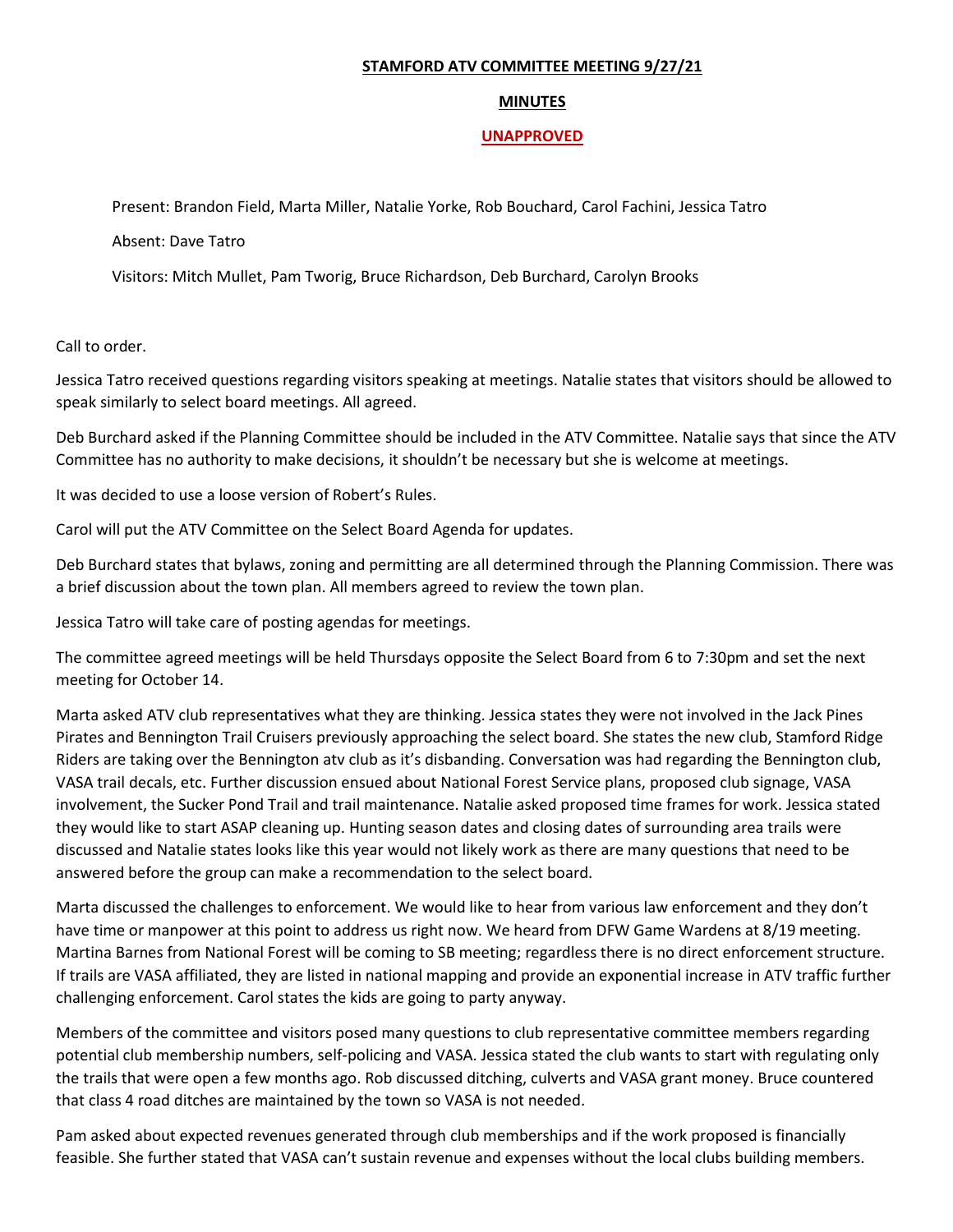**STAMFORD ATV COMMITTEE MEETING 9/27/21**

**MINUTES**

**UNAPPROVED**

Present: Brandon Field, Marta Miller, Natalie Yorke, Rob Bouchard, Carol Fachini, Jessica Tatro

Absent: Dave Tatro

Visitors: Mitch Mullet, Pam Tworig, Bruce Richardson, Deb Burchard, Carolyn Brooks

Call to order.

Jessica Tatro received questions regarding visitors speaking at meetings. Natalie states that visitors should be allowed to speak similarly to select board meetings. All agreed.

Deb Burchard asked if the Planning Committee should be included in the ATV Committee. Natalie says that since the ATV Committee has no authority to make decisions, it shouldn't be necessary but she is welcome at meetings.

It was decided to use a loose version of Robert's Rules.

Carol will put the ATV Committee on the Select Board Agenda for updates.

Deb Burchard states that bylaws, zoning and permitting are all determined through the Planning Commission. There was a brief discussion about the town plan. All members agreed to review the town plan.

Jessica Tatro will take care of posting agendas for meetings.

The committee agreed meetings will be held Thursdays opposite the Select Board from 6 to 7:30pm and set the next meeting for October 14.

Marta asked ATV club representatives what they are thinking. Jessica states they were not involved in the Jack Pines Pirates and Bennington Trail Cruisers previously approaching the select board. She states the new club, Stamford Ridge Riders are taking over the Bennington atv club as it's disbanding. Conversation was had regarding the Bennington club, VASA trail decals, etc. Further discussion ensued about National Forest Service plans, proposed club signage, VASA involvement, the Sucker Pond Trail and trail maintenance. Natalie asked proposed time frames for work. Jessica stated they would like to start ASAP cleaning up. Hunting season dates and closing dates of surrounding area trails were discussed and Natalie states looks like this year would not likely work as there are many questions that need to be answered before the group can make a recommendation to the select board.

Marta discussed the challenges to enforcement. We would like to hear from various law enforcement and they don't have time or manpower at this point to address us right now. We heard from DFW Game Wardens at 8/19 meeting. Martina Barnes from National Forest will be coming to SB meeting; regardless there is no direct enforcement structure. If trails are VASA affiliated, they are listed in national mapping and provide an exponential increase in ATV traffic further challenging enforcement. Carol states the kids are going to party anyway.

Members of the committee and visitors posed many questions to club representative committee members regarding potential club membership numbers, self-policing and VASA. Jessica stated the club wants to start with regulating only the trails that were open a few months ago. Rob discussed ditching, culverts and VASA grant money. Bruce countered that class 4 road ditches are maintained by the town so VASA is not needed.

Pam asked about expected revenues generated through club memberships and if the work proposed is financially feasible. She further stated that VASA can't sustain revenue and expenses without the local clubs building members.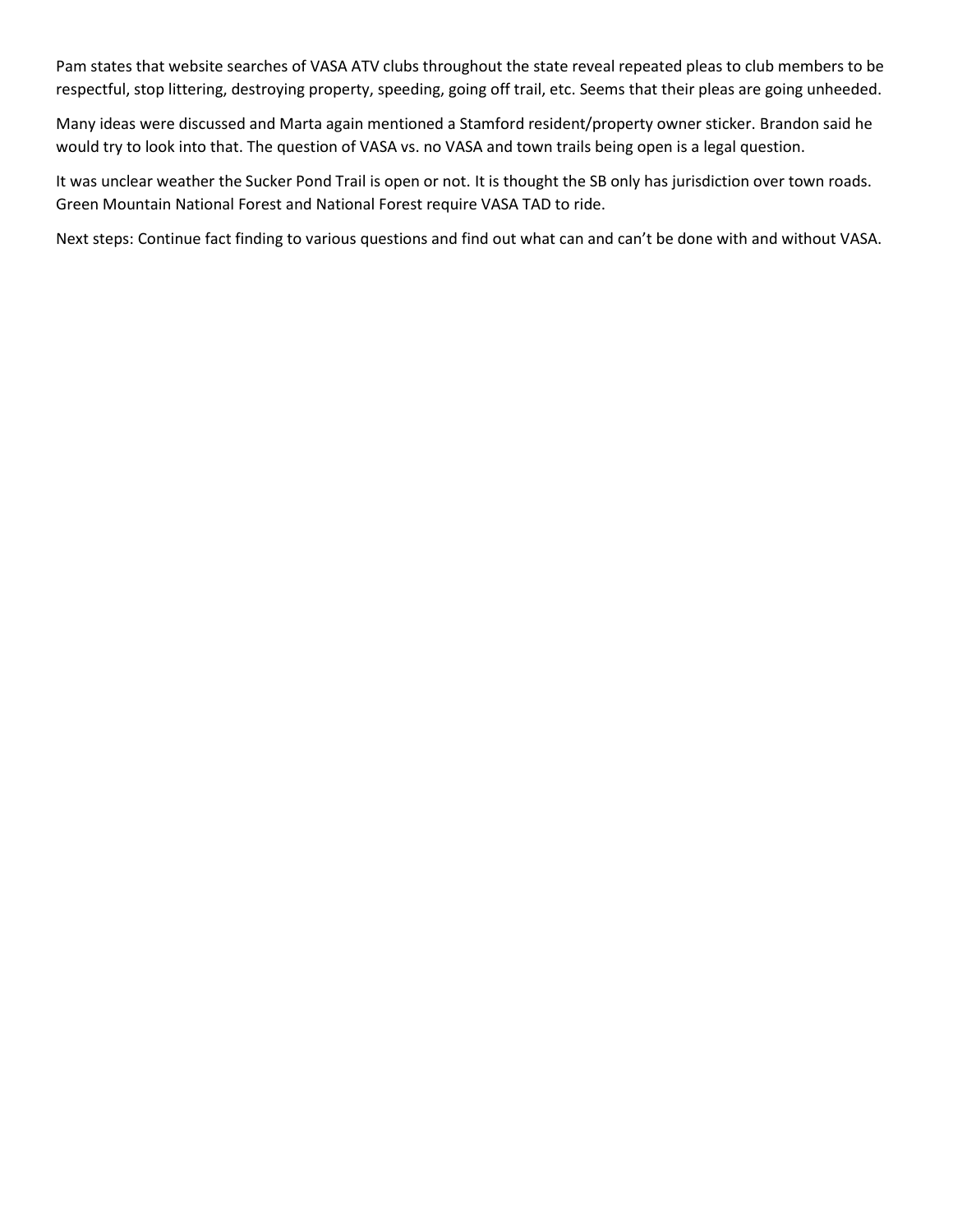Pam states that website searches of VASA ATV clubs throughout the state reveal repeated pleas to club members to be respectful, stop littering, destroying property, speeding, going off trail, etc. Seems that their pleas are going unheeded.

Many ideas were discussed and Marta again mentioned a Stamford resident/property owner sticker. Brandon said he would try to look into that. The question of VASA vs. no VASA and town trails being open is a legal question.

It was unclear weather the Sucker Pond Trail is open or not. It is thought the SB only has jurisdiction over town roads. Green Mountain National Forest and National Forest require VASA TAD to ride.

Next steps: Continue fact finding to various questions and find out what can and can't be done with and without VASA.